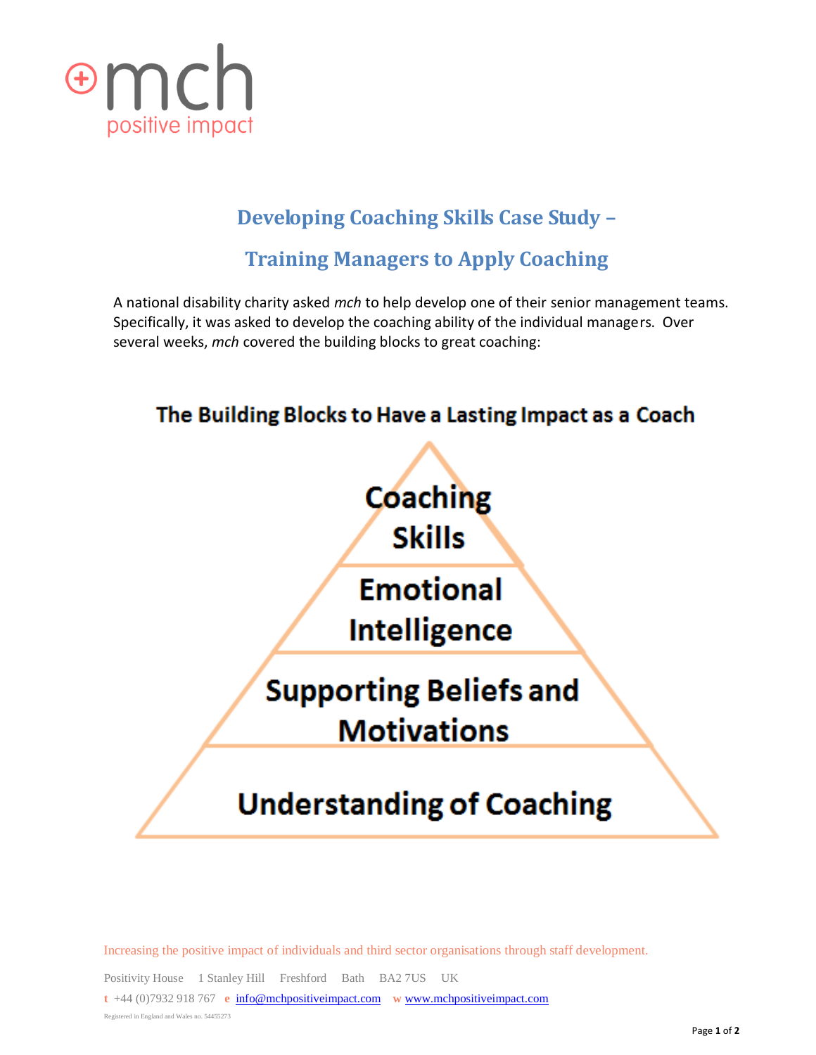# Developing Coaching Skills Case Study –

# Training Managers to Apply Coaching

A national disability charity asked *mch* to help develop one of their senior management teams. Specifically, it was asked to develop the coaching ability of the individual managers. Over several weeks, *mch* covered the building blocks to great coaching:

**The Building Blocks to Have a Lasting Impact as a Coach**

- Coaching Skills
- Emotional Intelligence
- Supporting Beliefs and Motivations
- Understanding of Coaching

Increasing the positive impact of individuals and third sector organisations through staff development.

Positivity House 1 Stanley Hill Freshford Bath BA2 7US UK

t +44 (0)7932 918 767 e info@mchpositiveimpact.com w www.mchpositiveimpact.com

Registered in England and Wales no. 54455273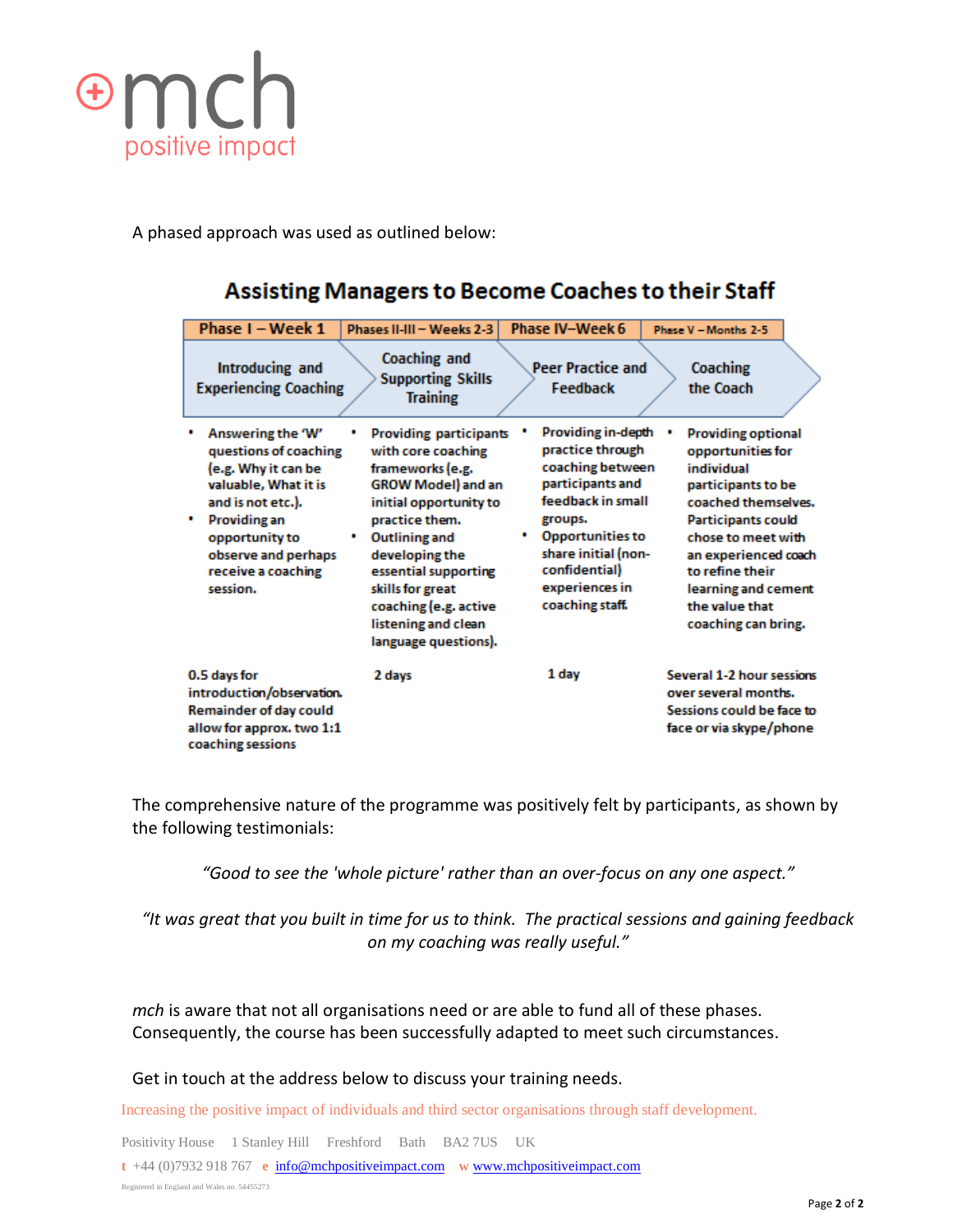A phased approach was used as outlined below:

## Assisting Managers to Become Coaches to their Staff

| Phase I – Week 1 | Phases II-III – Weeks 2-3 | Phase IV–Week 6 | Phase V – Months 2-5 |
|---|---|---|---|
| Introducing and Experiencing Coaching | Coaching and Supporting Skills Training | Peer Practice and Feedback | Coaching the Coach |
| • Answering the 'W' questions of coaching (e.g. Why it can be valuable, What it is and is not etc.).<br>• Providing an opportunity to observe and perhaps receive a coaching session. | • Providing participants with core coaching frameworks (e.g. GROW Model) and an initial opportunity to practice them.<br>• Outlining and developing the essential supporting skills for great coaching (e.g. active listening and clean language questions). | • Providing in-depth practice through coaching between participants and feedback in small groups.<br>• Opportunities to share initial (non-confidential) experiences in coaching staff. | • Providing optional opportunities for individual participants to be coached themselves. Participants could chose to meet with an experienced coach to refine their learning and cement the value that coaching can bring. |
| 0.5 days for introduction/observation. Remainder of day could allow for approx. two 1:1 coaching sessions | 2 days | 1 day | Several 1-2 hour sessions over several months. Sessions could be face to face or via skype/phone |

The comprehensive nature of the programme was positively felt by participants, as shown by the following testimonials:

*"Good to see the 'whole picture' rather than an over-focus on any one aspect."*

*"It was great that you built in time for us to think. The practical sessions and gaining feedback on my coaching was really useful."*

*mch* is aware that not all organisations need or are able to fund all of these phases. Consequently, the course has been successfully adapted to meet such circumstances.

Get in touch at the address below to discuss your training needs.

Increasing the positive impact of individuals and third sector organisations through staff development.

Positivity House 1 Stanley Hill Freshford Bath BA2 7US UK

t +44 (0)7932 918 767 e info@mchpositiveimpact.com w www.mchpositiveimpact.com

Registered in England and Wales no. 54455273